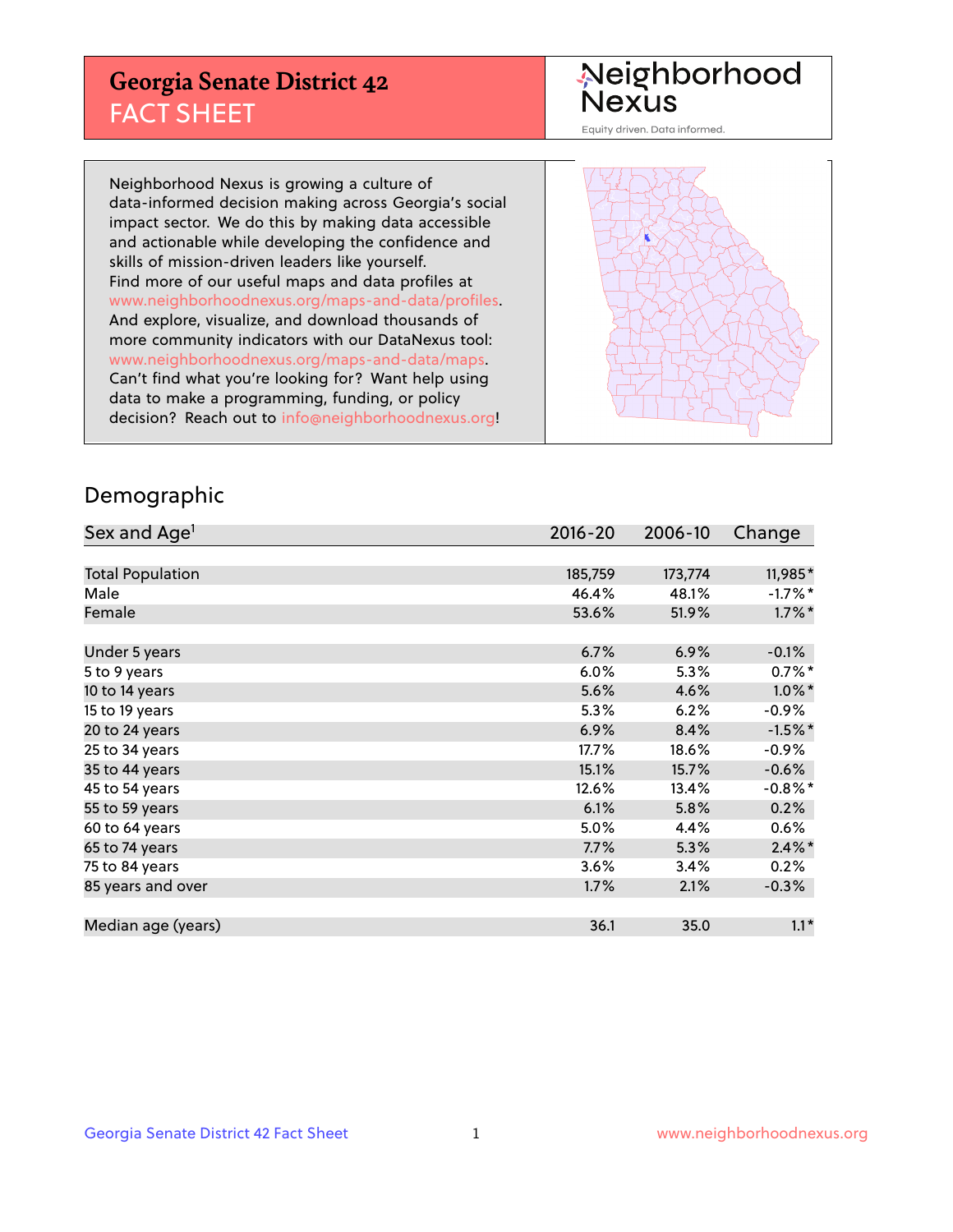# Georgia Senate District 42
## FACT SHEET

Neighborhood Nexus
Equity driven. Data informed.

Neighborhood Nexus is growing a culture of data-informed decision making across Georgia's social impact sector. We do this by making data accessible and actionable while developing the confidence and skills of mission-driven leaders like yourself. Find more of our useful maps and data profiles at www.neighborhoodnexus.org/maps-and-data/profiles. And explore, visualize, and download thousands of more community indicators with our DataNexus tool: www.neighborhoodnexus.org/maps-and-data/maps. Can't find what you're looking for? Want help using data to make a programming, funding, or policy decision? Reach out to info@neighborhoodnexus.org!

## Demographic

| Sex and Age[1] | 2016-20 | 2006-10 | Change |
|---|---|---|---|
| Total Population | 185,759 | 173,774 | 11,985* |
| Male | 46.4% | 48.1% | -1.7%* |
| Female | 53.6% | 51.9% | 1.7%* |
| | | | |
| Under 5 years | 6.7% | 6.9% | -0.1% |
| 5 to 9 years | 6.0% | 5.3% | 0.7%* |
| 10 to 14 years | 5.6% | 4.6% | 1.0%* |
| 15 to 19 years | 5.3% | 6.2% | -0.9% |
| 20 to 24 years | 6.9% | 8.4% | -1.5%* |
| 25 to 34 years | 17.7% | 18.6% | -0.9% |
| 35 to 44 years | 15.1% | 15.7% | -0.6% |
| 45 to 54 years | 12.6% | 13.4% | -0.8%* |
| 55 to 59 years | 6.1% | 5.8% | 0.2% |
| 60 to 64 years | 5.0% | 4.4% | 0.6% |
| 65 to 74 years | 7.7% | 5.3% | 2.4%* |
| 75 to 84 years | 3.6% | 3.4% | 0.2% |
| 85 years and over | 1.7% | 2.1% | -0.3% |
| | | | |
| Median age (years) | 36.1 | 35.0 | 1.1* |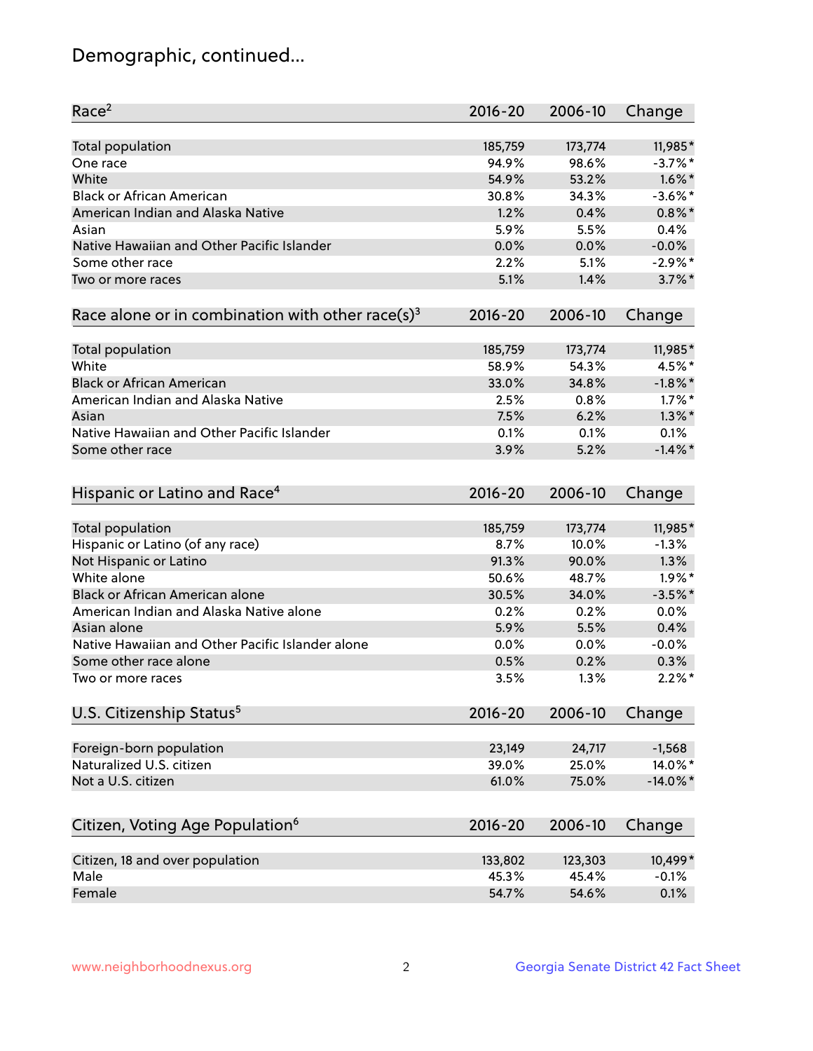# Demographic, continued...

| Race[2] | 2016-20 | 2006-10 | Change |
|---|---|---|---|
| Total population | 185,759 | 173,774 | 11,985* |
| One race | 94.9% | 98.6% | -3.7%* |
| White | 54.9% | 53.2% | 1.6%* |
| Black or African American | 30.8% | 34.3% | -3.6%* |
| American Indian and Alaska Native | 1.2% | 0.4% | 0.8%* |
| Asian | 5.9% | 5.5% | 0.4% |
| Native Hawaiian and Other Pacific Islander | 0.0% | 0.0% | -0.0% |
| Some other race | 2.2% | 5.1% | -2.9%* |
| Two or more races | 5.1% | 1.4% | 3.7%* |

| Race alone or in combination with other race(s)[3] | 2016-20 | 2006-10 | Change |
|---|---|---|---|
| Total population | 185,759 | 173,774 | 11,985* |
| White | 58.9% | 54.3% | 4.5%* |
| Black or African American | 33.0% | 34.8% | -1.8%* |
| American Indian and Alaska Native | 2.5% | 0.8% | 1.7%* |
| Asian | 7.5% | 6.2% | 1.3%* |
| Native Hawaiian and Other Pacific Islander | 0.1% | 0.1% | 0.1% |
| Some other race | 3.9% | 5.2% | -1.4%* |

| Hispanic or Latino and Race[4] | 2016-20 | 2006-10 | Change |
|---|---|---|---|
| Total population | 185,759 | 173,774 | 11,985* |
| Hispanic or Latino (of any race) | 8.7% | 10.0% | -1.3% |
| Not Hispanic or Latino | 91.3% | 90.0% | 1.3% |
| White alone | 50.6% | 48.7% | 1.9%* |
| Black or African American alone | 30.5% | 34.0% | -3.5%* |
| American Indian and Alaska Native alone | 0.2% | 0.2% | 0.0% |
| Asian alone | 5.9% | 5.5% | 0.4% |
| Native Hawaiian and Other Pacific Islander alone | 0.0% | 0.0% | -0.0% |
| Some other race alone | 0.5% | 0.2% | 0.3% |
| Two or more races | 3.5% | 1.3% | 2.2%* |

| U.S. Citizenship Status[5] | 2016-20 | 2006-10 | Change |
|---|---|---|---|
| Foreign-born population | 23,149 | 24,717 | -1,568 |
| Naturalized U.S. citizen | 39.0% | 25.0% | 14.0%* |
| Not a U.S. citizen | 61.0% | 75.0% | -14.0%* |

| Citizen, Voting Age Population[6] | 2016-20 | 2006-10 | Change |
|---|---|---|---|
| Citizen, 18 and over population | 133,802 | 123,303 | 10,499* |
| Male | 45.3% | 45.4% | -0.1% |
| Female | 54.7% | 54.6% | 0.1% |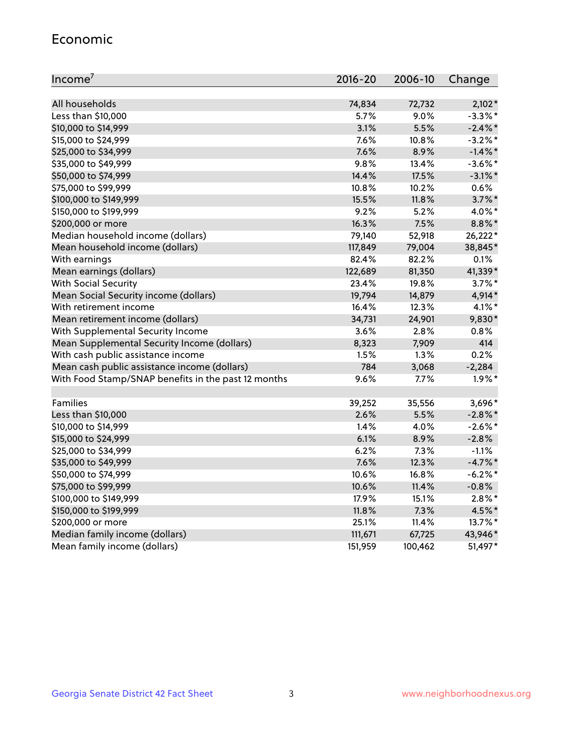## Economic

| Income[7] | 2016-20 | 2006-10 | Change |
|---|---|---|---|
| All households | 74,834 | 72,732 | 2,102* |
| Less than $10,000 | 5.7% | 9.0% | -3.3%* |
| $10,000 to $14,999 | 3.1% | 5.5% | -2.4%* |
| $15,000 to $24,999 | 7.6% | 10.8% | -3.2%* |
| $25,000 to $34,999 | 7.6% | 8.9% | -1.4%* |
| $35,000 to $49,999 | 9.8% | 13.4% | -3.6%* |
| $50,000 to $74,999 | 14.4% | 17.5% | -3.1%* |
| $75,000 to $99,999 | 10.8% | 10.2% | 0.6% |
| $100,000 to $149,999 | 15.5% | 11.8% | 3.7%* |
| $150,000 to $199,999 | 9.2% | 5.2% | 4.0%* |
| $200,000 or more | 16.3% | 7.5% | 8.8%* |
| Median household income (dollars) | 79,140 | 52,918 | 26,222* |
| Mean household income (dollars) | 117,849 | 79,004 | 38,845* |
| With earnings | 82.4% | 82.2% | 0.1% |
| Mean earnings (dollars) | 122,689 | 81,350 | 41,339* |
| With Social Security | 23.4% | 19.8% | 3.7%* |
| Mean Social Security income (dollars) | 19,794 | 14,879 | 4,914* |
| With retirement income | 16.4% | 12.3% | 4.1%* |
| Mean retirement income (dollars) | 34,731 | 24,901 | 9,830* |
| With Supplemental Security Income | 3.6% | 2.8% | 0.8% |
| Mean Supplemental Security Income (dollars) | 8,323 | 7,909 | 414 |
| With cash public assistance income | 1.5% | 1.3% | 0.2% |
| Mean cash public assistance income (dollars) | 784 | 3,068 | -2,284 |
| With Food Stamp/SNAP benefits in the past 12 months | 9.6% | 7.7% | 1.9%* |
| | | | |
| Families | 39,252 | 35,556 | 3,696* |
| Less than $10,000 | 2.6% | 5.5% | -2.8%* |
| $10,000 to $14,999 | 1.4% | 4.0% | -2.6%* |
| $15,000 to $24,999 | 6.1% | 8.9% | -2.8% |
| $25,000 to $34,999 | 6.2% | 7.3% | -1.1% |
| $35,000 to $49,999 | 7.6% | 12.3% | -4.7%* |
| $50,000 to $74,999 | 10.6% | 16.8% | -6.2%* |
| $75,000 to $99,999 | 10.6% | 11.4% | -0.8% |
| $100,000 to $149,999 | 17.9% | 15.1% | 2.8%* |
| $150,000 to $199,999 | 11.8% | 7.3% | 4.5%* |
| $200,000 or more | 25.1% | 11.4% | 13.7%* |
| Median family income (dollars) | 111,671 | 67,725 | 43,946* |
| Mean family income (dollars) | 151,959 | 100,462 | 51,497* |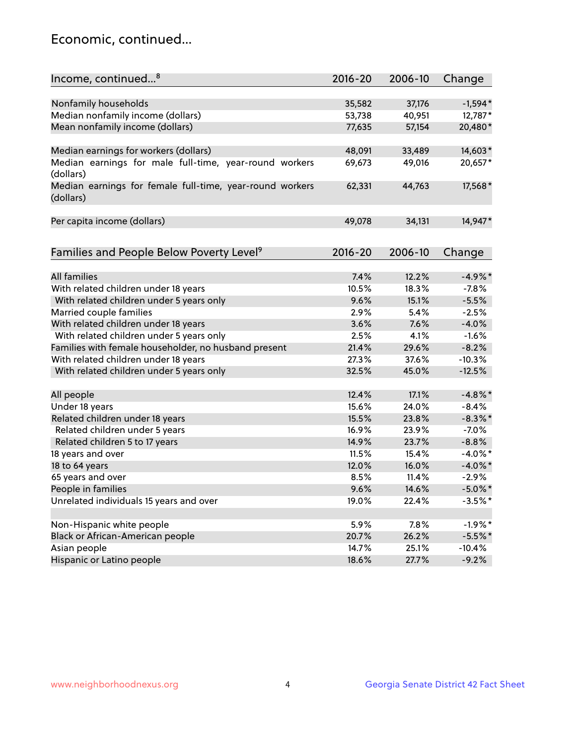## Economic, continued...

| Income, continued...[8] | 2016-20 | 2006-10 | Change |
|---|---|---|---|
| Nonfamily households | 35,582 | 37,176 | -1,594* |
| Median nonfamily income (dollars) | 53,738 | 40,951 | 12,787* |
| Mean nonfamily income (dollars) | 77,635 | 57,154 | 20,480* |
| Median earnings for workers (dollars) | 48,091 | 33,489 | 14,603* |
| Median earnings for male full-time, year-round workers (dollars) | 69,673 | 49,016 | 20,657* |
| Median earnings for female full-time, year-round workers (dollars) | 62,331 | 44,763 | 17,568* |
| Per capita income (dollars) | 49,078 | 34,131 | 14,947* |

| Families and People Below Poverty Level[9] | 2016-20 | 2006-10 | Change |
|---|---|---|---|
| All families | 7.4% | 12.2% | -4.9%* |
| With related children under 18 years | 10.5% | 18.3% | -7.8% |
| With related children under 5 years only | 9.6% | 15.1% | -5.5% |
| Married couple families | 2.9% | 5.4% | -2.5% |
| With related children under 18 years | 3.6% | 7.6% | -4.0% |
| With related children under 5 years only | 2.5% | 4.1% | -1.6% |
| Families with female householder, no husband present | 21.4% | 29.6% | -8.2% |
| With related children under 18 years | 27.3% | 37.6% | -10.3% |
| With related children under 5 years only | 32.5% | 45.0% | -12.5% |
| All people | 12.4% | 17.1% | -4.8%* |
| Under 18 years | 15.6% | 24.0% | -8.4% |
| Related children under 18 years | 15.5% | 23.8% | -8.3%* |
| Related children under 5 years | 16.9% | 23.9% | -7.0% |
| Related children 5 to 17 years | 14.9% | 23.7% | -8.8% |
| 18 years and over | 11.5% | 15.4% | -4.0%* |
| 18 to 64 years | 12.0% | 16.0% | -4.0%* |
| 65 years and over | 8.5% | 11.4% | -2.9% |
| People in families | 9.6% | 14.6% | -5.0%* |
| Unrelated individuals 15 years and over | 19.0% | 22.4% | -3.5%* |
| Non-Hispanic white people | 5.9% | 7.8% | -1.9%* |
| Black or African-American people | 20.7% | 26.2% | -5.5%* |
| Asian people | 14.7% | 25.1% | -10.4% |
| Hispanic or Latino people | 18.6% | 27.7% | -9.2% |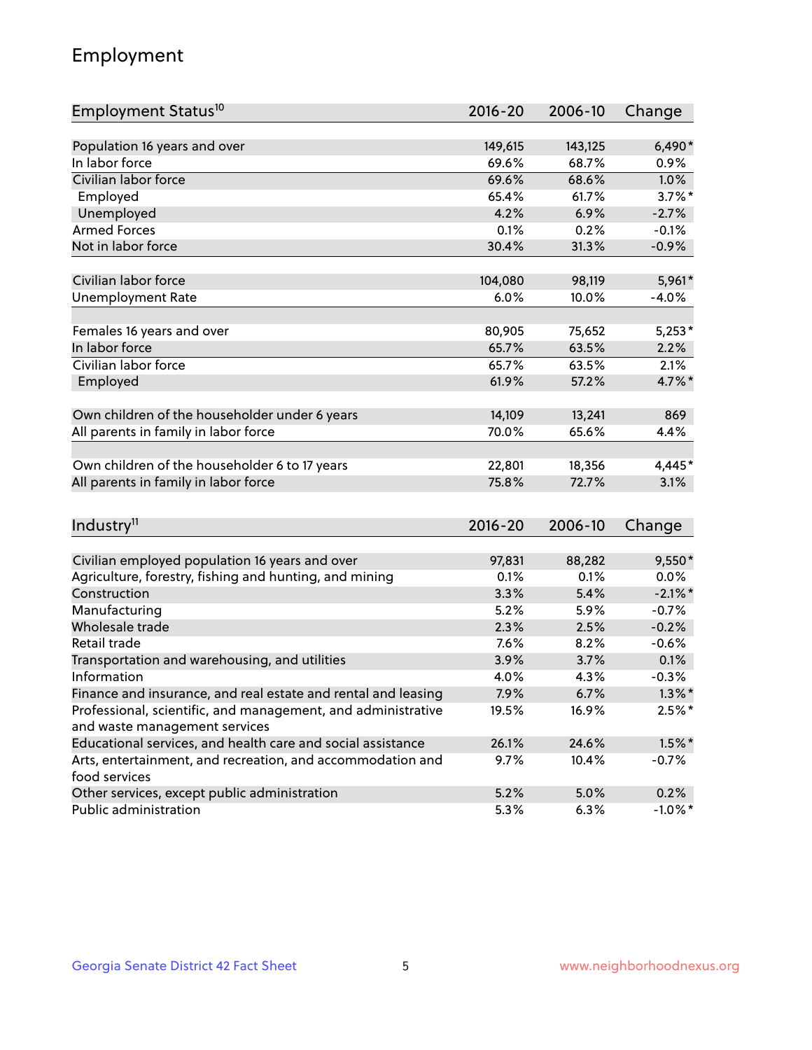## Employment

| Employment Status[10] | 2016-20 | 2006-10 | Change |
|---|---|---|---|
| Population 16 years and over | 149,615 | 143,125 | 6,490* |
| In labor force | 69.6% | 68.7% | 0.9% |
| Civilian labor force | 69.6% | 68.6% | 1.0% |
| Employed | 65.4% | 61.7% | 3.7%* |
| Unemployed | 4.2% | 6.9% | -2.7% |
| Armed Forces | 0.1% | 0.2% | -0.1% |
| Not in labor force | 30.4% | 31.3% | -0.9% |
| | | | |
| Civilian labor force | 104,080 | 98,119 | 5,961* |
| Unemployment Rate | 6.0% | 10.0% | -4.0% |
| | | | |
| Females 16 years and over | 80,905 | 75,652 | 5,253* |
| In labor force | 65.7% | 63.5% | 2.2% |
| Civilian labor force | 65.7% | 63.5% | 2.1% |
| Employed | 61.9% | 57.2% | 4.7%* |
| | | | |
| Own children of the householder under 6 years | 14,109 | 13,241 | 869 |
| All parents in family in labor force | 70.0% | 65.6% | 4.4% |
| | | | |
| Own children of the householder 6 to 17 years | 22,801 | 18,356 | 4,445* |
| All parents in family in labor force | 75.8% | 72.7% | 3.1% |

| Industry[11] | 2016-20 | 2006-10 | Change |
|---|---|---|---|
| Civilian employed population 16 years and over | 97,831 | 88,282 | 9,550* |
| Agriculture, forestry, fishing and hunting, and mining | 0.1% | 0.1% | 0.0% |
| Construction | 3.3% | 5.4% | -2.1%* |
| Manufacturing | 5.2% | 5.9% | -0.7% |
| Wholesale trade | 2.3% | 2.5% | -0.2% |
| Retail trade | 7.6% | 8.2% | -0.6% |
| Transportation and warehousing, and utilities | 3.9% | 3.7% | 0.1% |
| Information | 4.0% | 4.3% | -0.3% |
| Finance and insurance, and real estate and rental and leasing | 7.9% | 6.7% | 1.3%* |
| Professional, scientific, and management, and administrative and waste management services | 19.5% | 16.9% | 2.5%* |
| Educational services, and health care and social assistance | 26.1% | 24.6% | 1.5%* |
| Arts, entertainment, and recreation, and accommodation and food services | 9.7% | 10.4% | -0.7% |
| Other services, except public administration | 5.2% | 5.0% | 0.2% |
| Public administration | 5.3% | 6.3% | -1.0%* |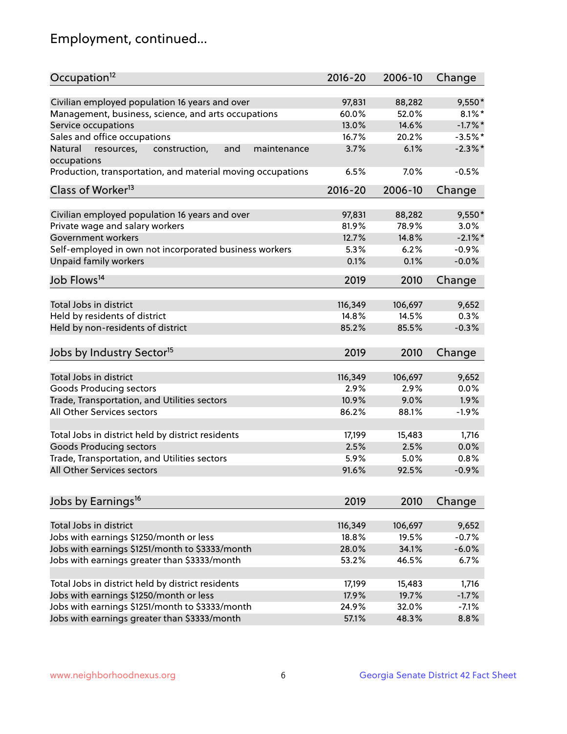## Employment, continued...

| Occupation[12] | 2016-20 | 2006-10 | Change |
|---|---|---|---|
| Civilian employed population 16 years and over | 97,831 | 88,282 | 9,550* |
| Management, business, science, and arts occupations | 60.0% | 52.0% | 8.1%* |
| Service occupations | 13.0% | 14.6% | -1.7%* |
| Sales and office occupations | 16.7% | 20.2% | -3.5%* |
| Natural resources, construction, and maintenance occupations | 3.7% | 6.1% | -2.3%* |
| Production, transportation, and material moving occupations | 6.5% | 7.0% | -0.5% |

| Class of Worker[13] | 2016-20 | 2006-10 | Change |
|---|---|---|---|
| Civilian employed population 16 years and over | 97,831 | 88,282 | 9,550* |
| Private wage and salary workers | 81.9% | 78.9% | 3.0% |
| Government workers | 12.7% | 14.8% | -2.1%* |
| Self-employed in own not incorporated business workers | 5.3% | 6.2% | -0.9% |
| Unpaid family workers | 0.1% | 0.1% | -0.0% |

| Job Flows[14] | 2019 | 2010 | Change |
|---|---|---|---|
| Total Jobs in district | 116,349 | 106,697 | 9,652 |
| Held by residents of district | 14.8% | 14.5% | 0.3% |
| Held by non-residents of district | 85.2% | 85.5% | -0.3% |

| Jobs by Industry Sector[15] | 2019 | 2010 | Change |
|---|---|---|---|
| Total Jobs in district | 116,349 | 106,697 | 9,652 |
| Goods Producing sectors | 2.9% | 2.9% | 0.0% |
| Trade, Transportation, and Utilities sectors | 10.9% | 9.0% | 1.9% |
| All Other Services sectors | 86.2% | 88.1% | -1.9% |
| | | | |
| Total Jobs in district held by district residents | 17,199 | 15,483 | 1,716 |
| Goods Producing sectors | 2.5% | 2.5% | 0.0% |
| Trade, Transportation, and Utilities sectors | 5.9% | 5.0% | 0.8% |
| All Other Services sectors | 91.6% | 92.5% | -0.9% |

| Jobs by Earnings[16] | 2019 | 2010 | Change |
|---|---|---|---|
| Total Jobs in district | 116,349 | 106,697 | 9,652 |
| Jobs with earnings $1250/month or less | 18.8% | 19.5% | -0.7% |
| Jobs with earnings $1251/month to $3333/month | 28.0% | 34.1% | -6.0% |
| Jobs with earnings greater than $3333/month | 53.2% | 46.5% | 6.7% |
| | | | |
| Total Jobs in district held by district residents | 17,199 | 15,483 | 1,716 |
| Jobs with earnings $1250/month or less | 17.9% | 19.7% | -1.7% |
| Jobs with earnings $1251/month to $3333/month | 24.9% | 32.0% | -7.1% |
| Jobs with earnings greater than $3333/month | 57.1% | 48.3% | 8.8% |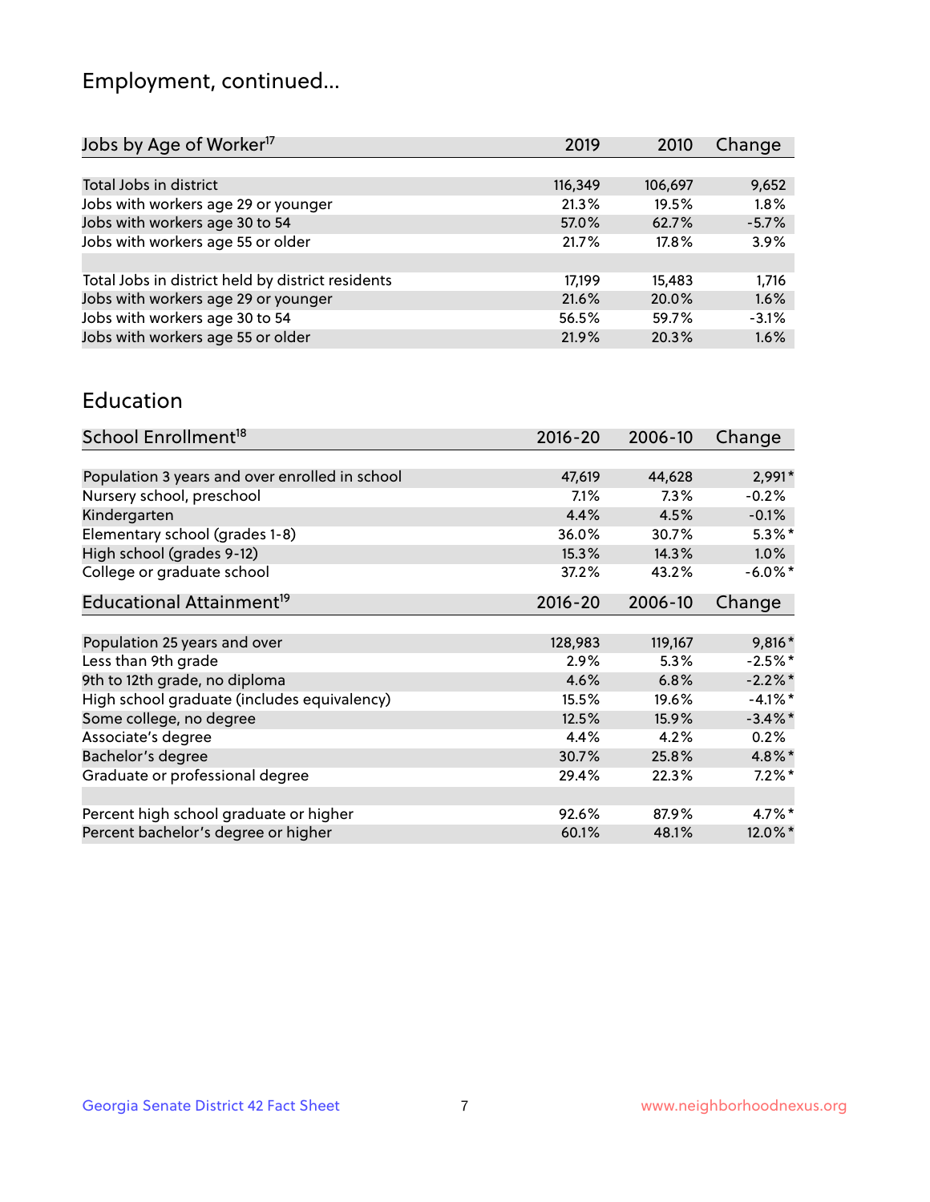# Employment, continued...

| Jobs by Age of Worker[17] | 2019 | 2010 | Change |
|---|---|---|---|
| Total Jobs in district | 116,349 | 106,697 | 9,652 |
| Jobs with workers age 29 or younger | 21.3% | 19.5% | 1.8% |
| Jobs with workers age 30 to 54 | 57.0% | 62.7% | -5.7% |
| Jobs with workers age 55 or older | 21.7% | 17.8% | 3.9% |
| | | | |
| Total Jobs in district held by district residents | 17,199 | 15,483 | 1,716 |
| Jobs with workers age 29 or younger | 21.6% | 20.0% | 1.6% |
| Jobs with workers age 30 to 54 | 56.5% | 59.7% | -3.1% |
| Jobs with workers age 55 or older | 21.9% | 20.3% | 1.6% |

## Education

| School Enrollment[18] | 2016-20 | 2006-10 | Change |
|---|---|---|---|
| Population 3 years and over enrolled in school | 47,619 | 44,628 | 2,991* |
| Nursery school, preschool | 7.1% | 7.3% | -0.2% |
| Kindergarten | 4.4% | 4.5% | -0.1% |
| Elementary school (grades 1-8) | 36.0% | 30.7% | 5.3%* |
| High school (grades 9-12) | 15.3% | 14.3% | 1.0% |
| College or graduate school | 37.2% | 43.2% | -6.0%* |

| Educational Attainment[19] | 2016-20 | 2006-10 | Change |
|---|---|---|---|
| Population 25 years and over | 128,983 | 119,167 | 9,816* |
| Less than 9th grade | 2.9% | 5.3% | -2.5%* |
| 9th to 12th grade, no diploma | 4.6% | 6.8% | -2.2%* |
| High school graduate (includes equivalency) | 15.5% | 19.6% | -4.1%* |
| Some college, no degree | 12.5% | 15.9% | -3.4%* |
| Associate's degree | 4.4% | 4.2% | 0.2% |
| Bachelor's degree | 30.7% | 25.8% | 4.8%* |
| Graduate or professional degree | 29.4% | 22.3% | 7.2%* |
| | | | |
| Percent high school graduate or higher | 92.6% | 87.9% | 4.7%* |
| Percent bachelor's degree or higher | 60.1% | 48.1% | 12.0%* |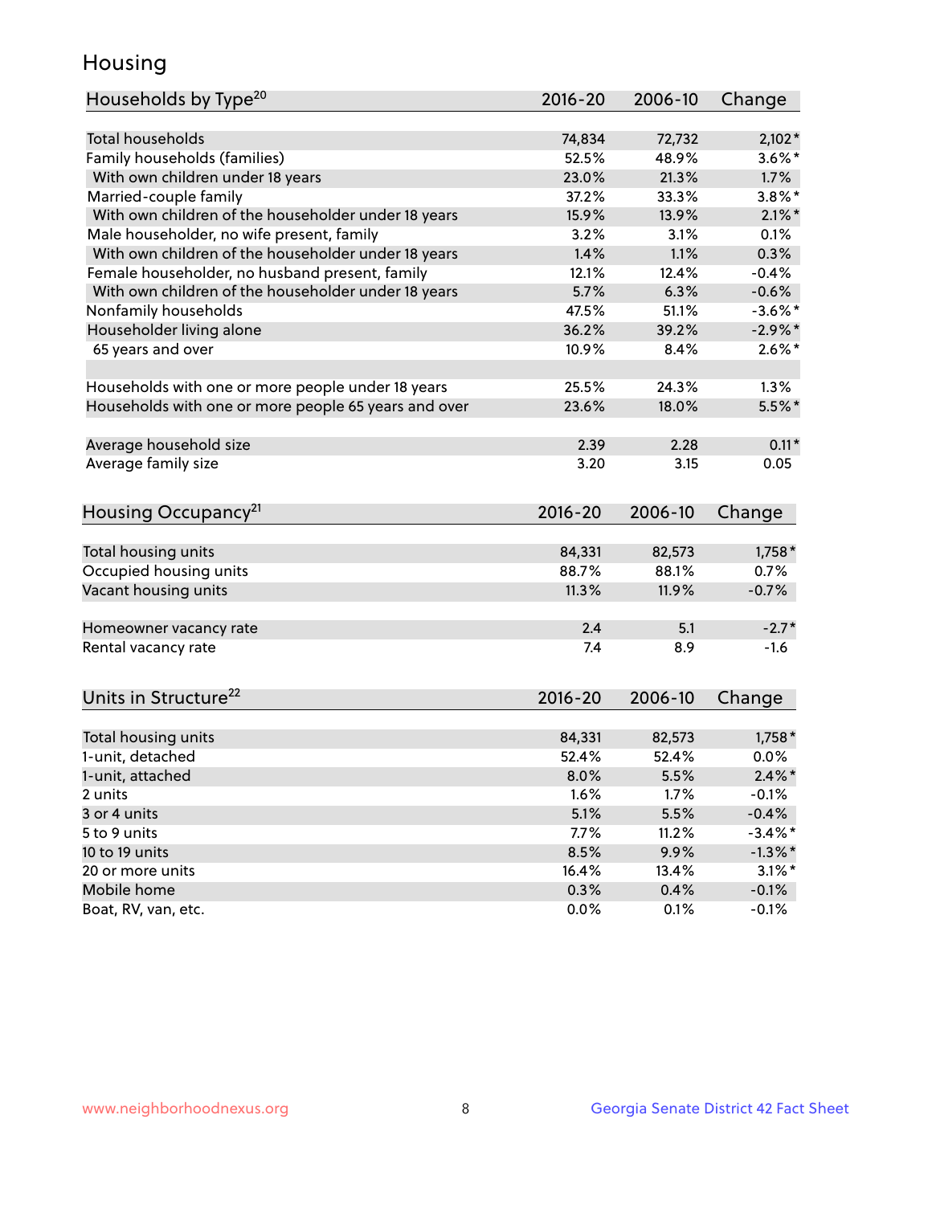# Housing

| Households by Type[20] | 2016-20 | 2006-10 | Change |
|---|---|---|---|
| Total households | 74,834 | 72,732 | 2,102* |
| Family households (families) | 52.5% | 48.9% | 3.6%* |
| With own children under 18 years | 23.0% | 21.3% | 1.7% |
| Married-couple family | 37.2% | 33.3% | 3.8%* |
| With own children of the householder under 18 years | 15.9% | 13.9% | 2.1%* |
| Male householder, no wife present, family | 3.2% | 3.1% | 0.1% |
| With own children of the householder under 18 years | 1.4% | 1.1% | 0.3% |
| Female householder, no husband present, family | 12.1% | 12.4% | -0.4% |
| With own children of the householder under 18 years | 5.7% | 6.3% | -0.6% |
| Nonfamily households | 47.5% | 51.1% | -3.6%* |
| Householder living alone | 36.2% | 39.2% | -2.9%* |
| 65 years and over | 10.9% | 8.4% | 2.6%* |
| | | | |
| Households with one or more people under 18 years | 25.5% | 24.3% | 1.3% |
| Households with one or more people 65 years and over | 23.6% | 18.0% | 5.5%* |
| | | | |
| Average household size | 2.39 | 2.28 | 0.11* |
| Average family size | 3.20 | 3.15 | 0.05 |

| Housing Occupancy[21] | 2016-20 | 2006-10 | Change |
|---|---|---|---|
| Total housing units | 84,331 | 82,573 | 1,758* |
| Occupied housing units | 88.7% | 88.1% | 0.7% |
| Vacant housing units | 11.3% | 11.9% | -0.7% |
| | | | |
| Homeowner vacancy rate | 2.4 | 5.1 | -2.7* |
| Rental vacancy rate | 7.4 | 8.9 | -1.6 |

| Units in Structure[22] | 2016-20 | 2006-10 | Change |
|---|---|---|---|
| Total housing units | 84,331 | 82,573 | 1,758* |
| 1-unit, detached | 52.4% | 52.4% | 0.0% |
| 1-unit, attached | 8.0% | 5.5% | 2.4%* |
| 2 units | 1.6% | 1.7% | -0.1% |
| 3 or 4 units | 5.1% | 5.5% | -0.4% |
| 5 to 9 units | 7.7% | 11.2% | -3.4%* |
| 10 to 19 units | 8.5% | 9.9% | -1.3%* |
| 20 or more units | 16.4% | 13.4% | 3.1%* |
| Mobile home | 0.3% | 0.4% | -0.1% |
| Boat, RV, van, etc. | 0.0% | 0.1% | -0.1% |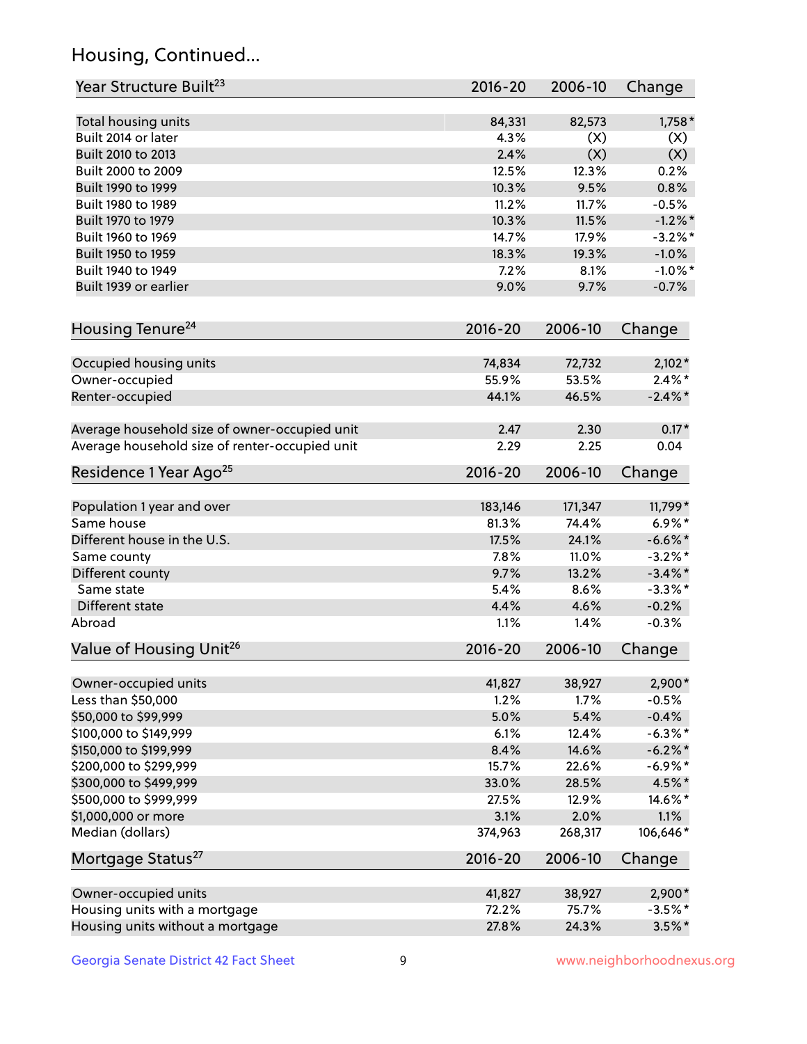## Housing, Continued...

| Year Structure Built[23] | 2016-20 | 2006-10 | Change |
|---|---|---|---|
| Total housing units | 84,331 | 82,573 | 1,758* |
| Built 2014 or later | 4.3% | (X) | (X) |
| Built 2010 to 2013 | 2.4% | (X) | (X) |
| Built 2000 to 2009 | 12.5% | 12.3% | 0.2% |
| Built 1990 to 1999 | 10.3% | 9.5% | 0.8% |
| Built 1980 to 1989 | 11.2% | 11.7% | -0.5% |
| Built 1970 to 1979 | 10.3% | 11.5% | -1.2%* |
| Built 1960 to 1969 | 14.7% | 17.9% | -3.2%* |
| Built 1950 to 1959 | 18.3% | 19.3% | -1.0% |
| Built 1940 to 1949 | 7.2% | 8.1% | -1.0%* |
| Built 1939 or earlier | 9.0% | 9.7% | -0.7% |

| Housing Tenure[24] | 2016-20 | 2006-10 | Change |
|---|---|---|---|
| Occupied housing units | 74,834 | 72,732 | 2,102* |
| Owner-occupied | 55.9% | 53.5% | 2.4%* |
| Renter-occupied | 44.1% | 46.5% | -2.4%* |
| Average household size of owner-occupied unit | 2.47 | 2.30 | 0.17* |
| Average household size of renter-occupied unit | 2.29 | 2.25 | 0.04 |

| Residence 1 Year Ago[25] | 2016-20 | 2006-10 | Change |
|---|---|---|---|
| Population 1 year and over | 183,146 | 171,347 | 11,799* |
| Same house | 81.3% | 74.4% | 6.9%* |
| Different house in the U.S. | 17.5% | 24.1% | -6.6%* |
| Same county | 7.8% | 11.0% | -3.2%* |
| Different county | 9.7% | 13.2% | -3.4%* |
| Same state | 5.4% | 8.6% | -3.3%* |
| Different state | 4.4% | 4.6% | -0.2% |
| Abroad | 1.1% | 1.4% | -0.3% |

| Value of Housing Unit[26] | 2016-20 | 2006-10 | Change |
|---|---|---|---|
| Owner-occupied units | 41,827 | 38,927 | 2,900* |
| Less than $50,000 | 1.2% | 1.7% | -0.5% |
| $50,000 to $99,999 | 5.0% | 5.4% | -0.4% |
| $100,000 to $149,999 | 6.1% | 12.4% | -6.3%* |
| $150,000 to $199,999 | 8.4% | 14.6% | -6.2%* |
| $200,000 to $299,999 | 15.7% | 22.6% | -6.9%* |
| $300,000 to $499,999 | 33.0% | 28.5% | 4.5%* |
| $500,000 to $999,999 | 27.5% | 12.9% | 14.6%* |
| $1,000,000 or more | 3.1% | 2.0% | 1.1% |
| Median (dollars) | 374,963 | 268,317 | 106,646* |

| Mortgage Status[27] | 2016-20 | 2006-10 | Change |
|---|---|---|---|
| Owner-occupied units | 41,827 | 38,927 | 2,900* |
| Housing units with a mortgage | 72.2% | 75.7% | -3.5%* |
| Housing units without a mortgage | 27.8% | 24.3% | 3.5%* |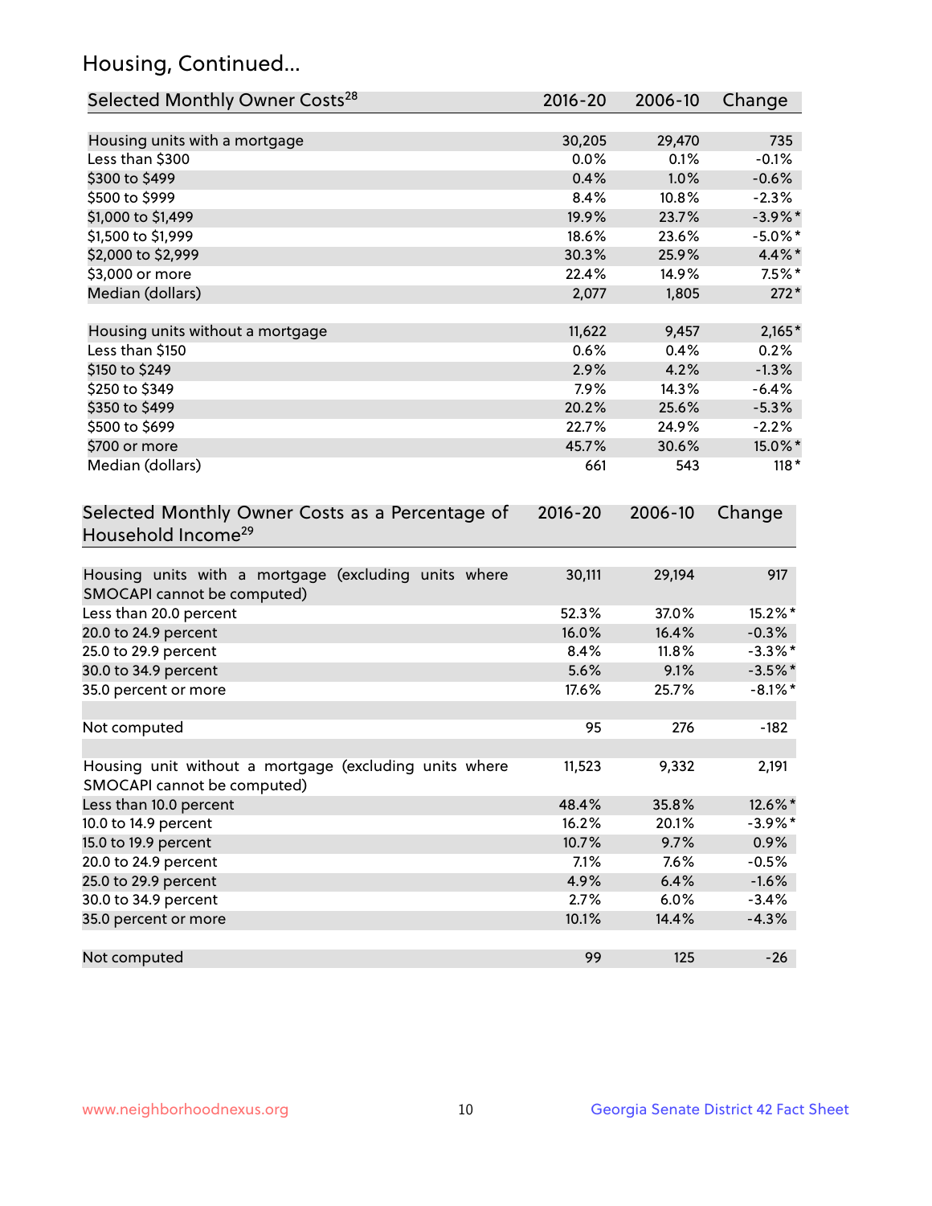## Housing, Continued...

| Selected Monthly Owner Costs[28] | 2016-20 | 2006-10 | Change |
|---|---|---|---|
| Housing units with a mortgage | 30,205 | 29,470 | 735 |
| Less than $300 | 0.0% | 0.1% | -0.1% |
| $300 to $499 | 0.4% | 1.0% | -0.6% |
| $500 to $999 | 8.4% | 10.8% | -2.3% |
| $1,000 to $1,499 | 19.9% | 23.7% | -3.9%* |
| $1,500 to $1,999 | 18.6% | 23.6% | -5.0%* |
| $2,000 to $2,999 | 30.3% | 25.9% | 4.4%* |
| $3,000 or more | 22.4% | 14.9% | 7.5%* |
| Median (dollars) | 2,077 | 1,805 | 272* |
| | | | |
| Housing units without a mortgage | 11,622 | 9,457 | 2,165* |
| Less than $150 | 0.6% | 0.4% | 0.2% |
| $150 to $249 | 2.9% | 4.2% | -1.3% |
| $250 to $349 | 7.9% | 14.3% | -6.4% |
| $350 to $499 | 20.2% | 25.6% | -5.3% |
| $500 to $699 | 22.7% | 24.9% | -2.2% |
| $700 or more | 45.7% | 30.6% | 15.0%* |
| Median (dollars) | 661 | 543 | 118* |

| Selected Monthly Owner Costs as a Percentage of Household Income[29] | 2016-20 | 2006-10 | Change |
|---|---|---|---|
| Housing units with a mortgage (excluding units where SMOCAPI cannot be computed) | 30,111 | 29,194 | 917 |
| Less than 20.0 percent | 52.3% | 37.0% | 15.2%* |
| 20.0 to 24.9 percent | 16.0% | 16.4% | -0.3% |
| 25.0 to 29.9 percent | 8.4% | 11.8% | -3.3%* |
| 30.0 to 34.9 percent | 5.6% | 9.1% | -3.5%* |
| 35.0 percent or more | 17.6% | 25.7% | -8.1%* |
| | | | |
| Not computed | 95 | 276 | -182 |
| | | | |
| Housing unit without a mortgage (excluding units where SMOCAPI cannot be computed) | 11,523 | 9,332 | 2,191 |
| Less than 10.0 percent | 48.4% | 35.8% | 12.6%* |
| 10.0 to 14.9 percent | 16.2% | 20.1% | -3.9%* |
| 15.0 to 19.9 percent | 10.7% | 9.7% | 0.9% |
| 20.0 to 24.9 percent | 7.1% | 7.6% | -0.5% |
| 25.0 to 29.9 percent | 4.9% | 6.4% | -1.6% |
| 30.0 to 34.9 percent | 2.7% | 6.0% | -3.4% |
| 35.0 percent or more | 10.1% | 14.4% | -4.3% |
| | | | |
| Not computed | 99 | 125 | -26 |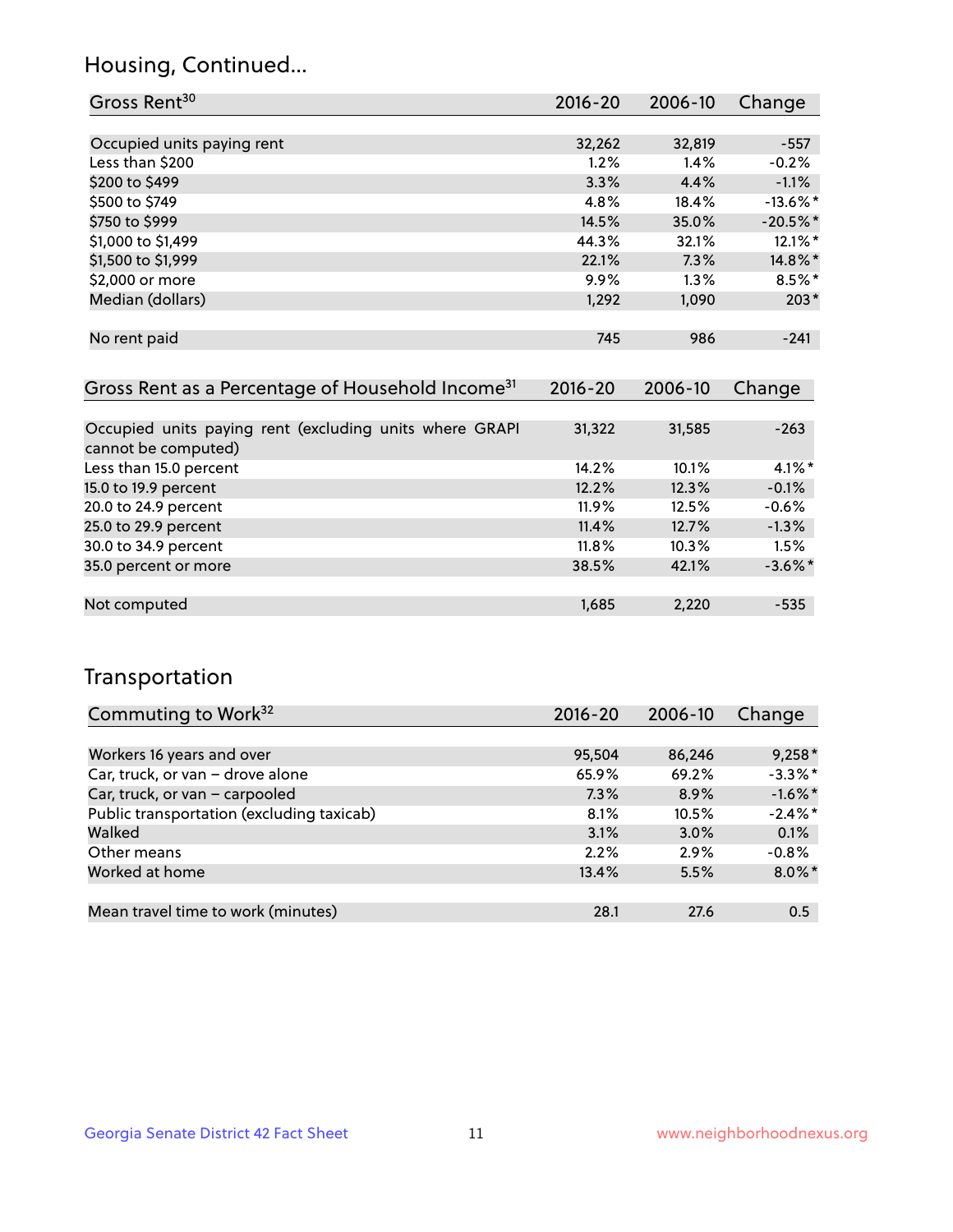## Housing, Continued...

| Gross Rent[30] | 2016-20 | 2006-10 | Change |
|---|---|---|---|
| Occupied units paying rent | 32,262 | 32,819 | -557 |
| Less than $200 | 1.2% | 1.4% | -0.2% |
| $200 to $499 | 3.3% | 4.4% | -1.1% |
| $500 to $749 | 4.8% | 18.4% | -13.6%* |
| $750 to $999 | 14.5% | 35.0% | -20.5%* |
| $1,000 to $1,499 | 44.3% | 32.1% | 12.1%* |
| $1,500 to $1,999 | 22.1% | 7.3% | 14.8%* |
| $2,000 or more | 9.9% | 1.3% | 8.5%* |
| Median (dollars) | 1,292 | 1,090 | 203* |
| No rent paid | 745 | 986 | -241 |

| Gross Rent as a Percentage of Household Income[31] | 2016-20 | 2006-10 | Change |
|---|---|---|---|
| Occupied units paying rent (excluding units where GRAPI cannot be computed) | 31,322 | 31,585 | -263 |
| Less than 15.0 percent | 14.2% | 10.1% | 4.1%* |
| 15.0 to 19.9 percent | 12.2% | 12.3% | -0.1% |
| 20.0 to 24.9 percent | 11.9% | 12.5% | -0.6% |
| 25.0 to 29.9 percent | 11.4% | 12.7% | -1.3% |
| 30.0 to 34.9 percent | 11.8% | 10.3% | 1.5% |
| 35.0 percent or more | 38.5% | 42.1% | -3.6%* |
| Not computed | 1,685 | 2,220 | -535 |

## Transportation

| Commuting to Work[32] | 2016-20 | 2006-10 | Change |
|---|---|---|---|
| Workers 16 years and over | 95,504 | 86,246 | 9,258* |
| Car, truck, or van – drove alone | 65.9% | 69.2% | -3.3%* |
| Car, truck, or van – carpooled | 7.3% | 8.9% | -1.6%* |
| Public transportation (excluding taxicab) | 8.1% | 10.5% | -2.4%* |
| Walked | 3.1% | 3.0% | 0.1% |
| Other means | 2.2% | 2.9% | -0.8% |
| Worked at home | 13.4% | 5.5% | 8.0%* |
| Mean travel time to work (minutes) | 28.1 | 27.6 | 0.5 |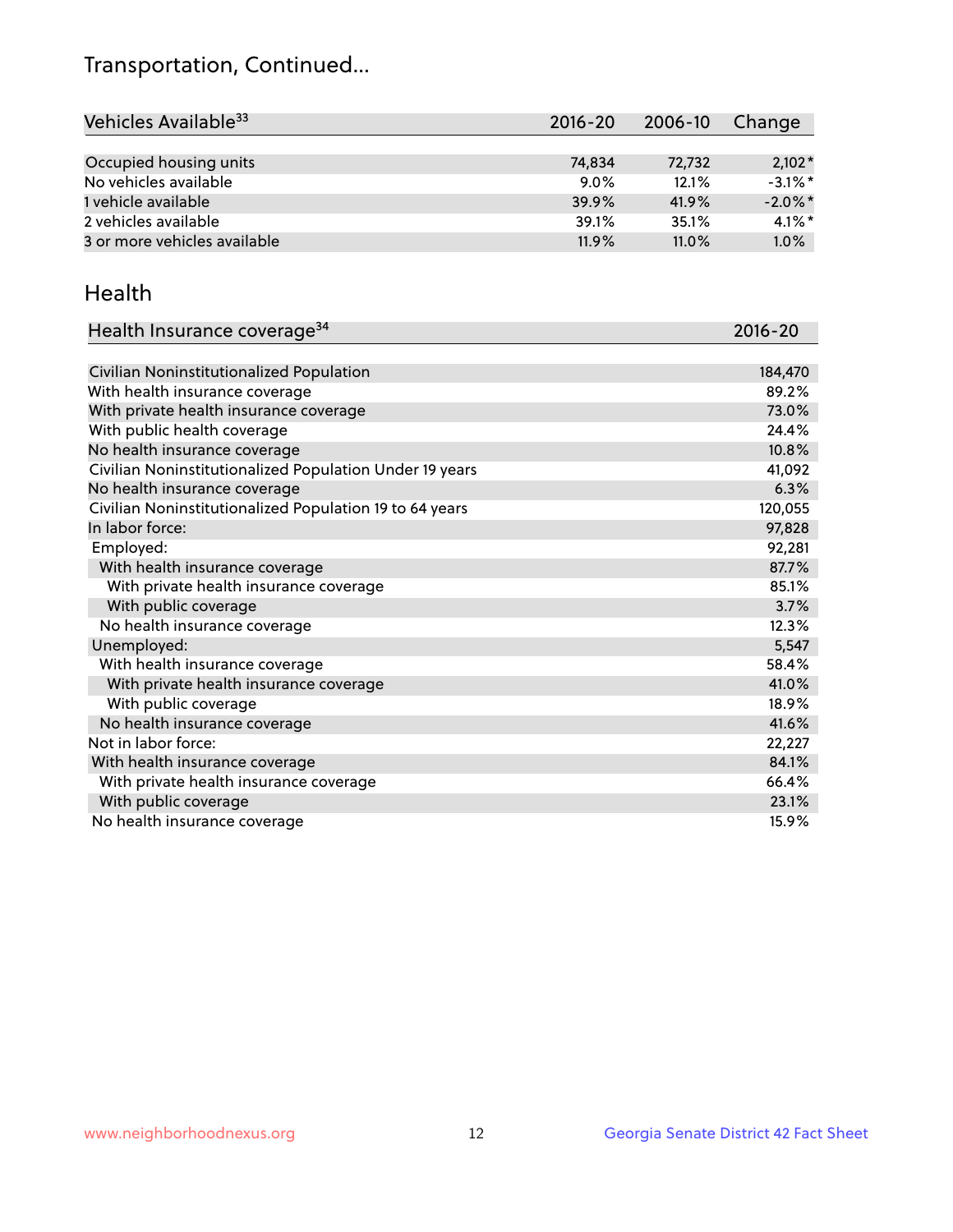## Transportation, Continued...

| Vehicles Available[33] | 2016-20 | 2006-10 | Change |
|---|---|---|---|
| Occupied housing units | 74,834 | 72,732 | 2,102* |
| No vehicles available | 9.0% | 12.1% | -3.1%* |
| 1 vehicle available | 39.9% | 41.9% | -2.0%* |
| 2 vehicles available | 39.1% | 35.1% | 4.1%* |
| 3 or more vehicles available | 11.9% | 11.0% | 1.0% |

## Health

| Health Insurance coverage[34] | 2016-20 |
|---|---|
| Civilian Noninstitutionalized Population | 184,470 |
| With health insurance coverage | 89.2% |
| With private health insurance coverage | 73.0% |
| With public health coverage | 24.4% |
| No health insurance coverage | 10.8% |
| Civilian Noninstitutionalized Population Under 19 years | 41,092 |
| No health insurance coverage | 6.3% |
| Civilian Noninstitutionalized Population 19 to 64 years | 120,055 |
| In labor force: | 97,828 |
| Employed: | 92,281 |
| With health insurance coverage | 87.7% |
| With private health insurance coverage | 85.1% |
| With public coverage | 3.7% |
| No health insurance coverage | 12.3% |
| Unemployed: | 5,547 |
| With health insurance coverage | 58.4% |
| With private health insurance coverage | 41.0% |
| With public coverage | 18.9% |
| No health insurance coverage | 41.6% |
| Not in labor force: | 22,227 |
| With health insurance coverage | 84.1% |
| With private health insurance coverage | 66.4% |
| With public coverage | 23.1% |
| No health insurance coverage | 15.9% |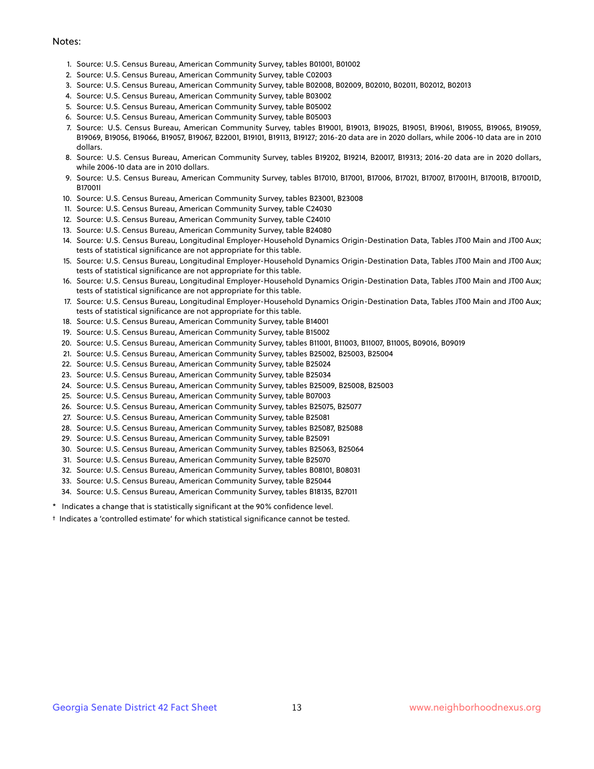Notes:

1. Source: U.S. Census Bureau, American Community Survey, tables B01001, B01002
2. Source: U.S. Census Bureau, American Community Survey, table C02003
3. Source: U.S. Census Bureau, American Community Survey, table B02008, B02009, B02010, B02011, B02012, B02013
4. Source: U.S. Census Bureau, American Community Survey, table B03002
5. Source: U.S. Census Bureau, American Community Survey, table B05002
6. Source: U.S. Census Bureau, American Community Survey, table B05003
7. Source: U.S. Census Bureau, American Community Survey, tables B19001, B19013, B19025, B19051, B19061, B19055, B19065, B19059, B19069, B19056, B19066, B19057, B19067, B22001, B19101, B19113, B19127; 2016-20 data are in 2020 dollars, while 2006-10 data are in 2010 dollars.
8. Source: U.S. Census Bureau, American Community Survey, tables B19202, B19214, B20017, B19313; 2016-20 data are in 2020 dollars, while 2006-10 data are in 2010 dollars.
9. Source: U.S. Census Bureau, American Community Survey, tables B17010, B17001, B17006, B17021, B17007, B17001H, B17001B, B17001D, B17001I
10. Source: U.S. Census Bureau, American Community Survey, tables B23001, B23008
11. Source: U.S. Census Bureau, American Community Survey, table C24030
12. Source: U.S. Census Bureau, American Community Survey, table C24010
13. Source: U.S. Census Bureau, American Community Survey, table B24080
14. Source: U.S. Census Bureau, Longitudinal Employer-Household Dynamics Origin-Destination Data, Tables JT00 Main and JT00 Aux; tests of statistical significance are not appropriate for this table.
15. Source: U.S. Census Bureau, Longitudinal Employer-Household Dynamics Origin-Destination Data, Tables JT00 Main and JT00 Aux; tests of statistical significance are not appropriate for this table.
16. Source: U.S. Census Bureau, Longitudinal Employer-Household Dynamics Origin-Destination Data, Tables JT00 Main and JT00 Aux; tests of statistical significance are not appropriate for this table.
17. Source: U.S. Census Bureau, Longitudinal Employer-Household Dynamics Origin-Destination Data, Tables JT00 Main and JT00 Aux; tests of statistical significance are not appropriate for this table.
18. Source: U.S. Census Bureau, American Community Survey, table B14001
19. Source: U.S. Census Bureau, American Community Survey, table B15002
20. Source: U.S. Census Bureau, American Community Survey, tables B11001, B11003, B11007, B11005, B09016, B09019
21. Source: U.S. Census Bureau, American Community Survey, tables B25002, B25003, B25004
22. Source: U.S. Census Bureau, American Community Survey, table B25024
23. Source: U.S. Census Bureau, American Community Survey, table B25034
24. Source: U.S. Census Bureau, American Community Survey, tables B25009, B25008, B25003
25. Source: U.S. Census Bureau, American Community Survey, table B07003
26. Source: U.S. Census Bureau, American Community Survey, tables B25075, B25077
27. Source: U.S. Census Bureau, American Community Survey, table B25081
28. Source: U.S. Census Bureau, American Community Survey, tables B25087, B25088
29. Source: U.S. Census Bureau, American Community Survey, table B25091
30. Source: U.S. Census Bureau, American Community Survey, tables B25063, B25064
31. Source: U.S. Census Bureau, American Community Survey, table B25070
32. Source: U.S. Census Bureau, American Community Survey, tables B08101, B08031
33. Source: U.S. Census Bureau, American Community Survey, table B25044
34. Source: U.S. Census Bureau, American Community Survey, tables B18135, B27011

\* Indicates a change that is statistically significant at the 90% confidence level.

† Indicates a 'controlled estimate' for which statistical significance cannot be tested.